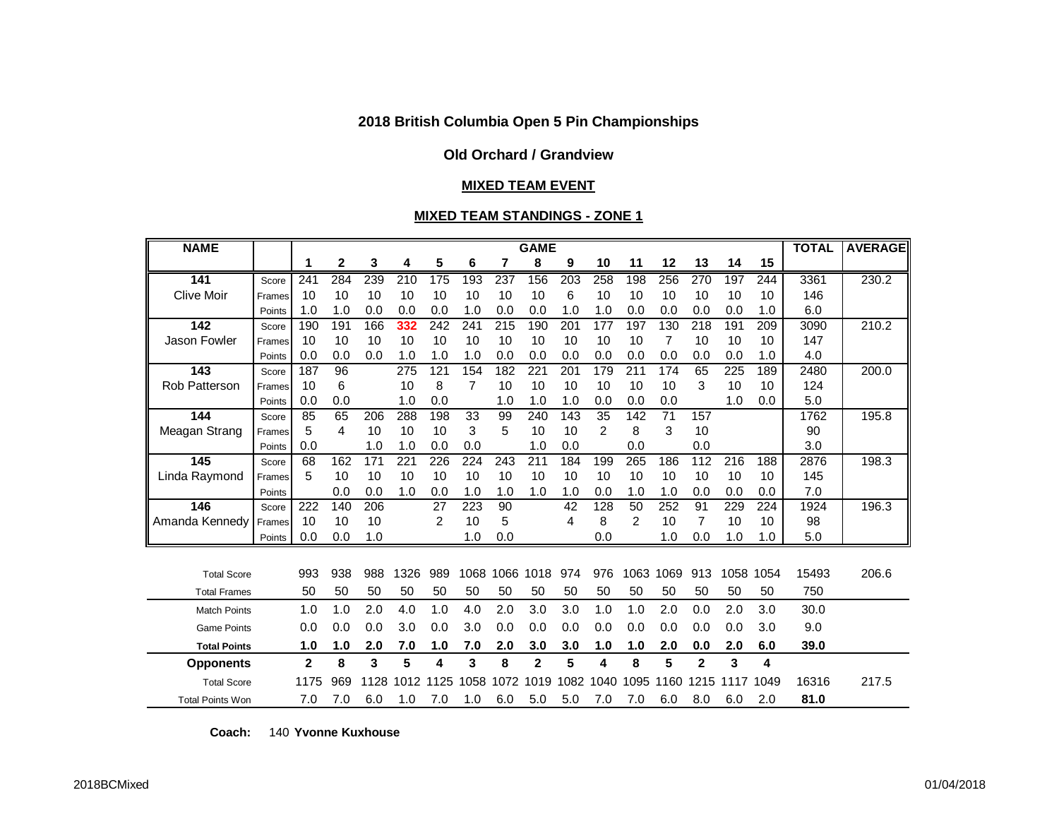## 2018 British Columbia Open 5 Pin Championships

### Old Orchard / Grandview

### MIXED TEAM EVENT

### MIXED TEAM STANDINGS - ZONE 1

| NAME | | GAME 1 | 2 | 3 | 4 | 5 | 6 | 7 | 8 | 9 | 10 | 11 | 12 | 13 | 14 | 15 | TOTAL | AVERAGE |
|---|---|---|---|---|---|---|---|---|---|---|---|---|---|---|---|---|---|---|
| **141** | Score | 241 | 284 | 239 | 210 | 175 | 193 | 237 | 156 | 203 | 258 | 198 | 256 | 270 | 197 | 244 | 3361 | 230.2 |
| Clive Moir | Frames | 10 | 10 | 10 | 10 | 10 | 10 | 10 | 10 | 6 | 10 | 10 | 10 | 10 | 10 | 10 | 146 | |
| | Points | 1.0 | 1.0 | 0.0 | 0.0 | 0.0 | 1.0 | 0.0 | 0.0 | 1.0 | 1.0 | 0.0 | 0.0 | 0.0 | 0.0 | 1.0 | 6.0 | |
| **142** | Score | 190 | 191 | 166 | **332** | 242 | 241 | 215 | 190 | 201 | 177 | 197 | 130 | 218 | 191 | 209 | 3090 | 210.2 |
| Jason Fowler | Frames | 10 | 10 | 10 | 10 | 10 | 10 | 10 | 10 | 10 | 10 | 10 | 7 | 10 | 10 | 10 | 147 | |
| | Points | 0.0 | 0.0 | 0.0 | 1.0 | 1.0 | 1.0 | 0.0 | 0.0 | 0.0 | 0.0 | 0.0 | 0.0 | 0.0 | 0.0 | 1.0 | 4.0 | |
| **143** | Score | 187 | 96 | | 275 | 121 | 154 | 182 | 221 | 201 | 179 | 211 | 174 | 65 | 225 | 189 | 2480 | 200.0 |
| Rob Patterson | Frames | 10 | 6 | | 10 | 8 | 7 | 10 | 10 | 10 | 10 | 10 | 10 | 3 | 10 | 10 | 124 | |
| | Points | 0.0 | 0.0 | | 1.0 | 0.0 | | 1.0 | 1.0 | 1.0 | 0.0 | 0.0 | 0.0 | | 1.0 | 0.0 | 5.0 | |
| **144** | Score | 85 | 65 | 206 | 288 | 198 | 33 | 99 | 240 | 143 | 35 | 142 | 71 | 157 | | | 1762 | 195.8 |
| Meagan Strang | Frames | 5 | 4 | 10 | 10 | 10 | 3 | 5 | 10 | 10 | 2 | 8 | 3 | 10 | | | 90 | |
| | Points | 0.0 | | 1.0 | 1.0 | 0.0 | 0.0 | | 1.0 | 0.0 | | 0.0 | | 0.0 | | | 3.0 | |
| **145** | Score | 68 | 162 | 171 | 221 | 226 | 224 | 243 | 211 | 184 | 199 | 265 | 186 | 112 | 216 | 188 | 2876 | 198.3 |
| Linda Raymond | Frames | 5 | 10 | 10 | 10 | 10 | 10 | 10 | 10 | 10 | 10 | 10 | 10 | 10 | 10 | 10 | 145 | |
| | Points | | 0.0 | 0.0 | 1.0 | 0.0 | 1.0 | 1.0 | 1.0 | 1.0 | 0.0 | 1.0 | 1.0 | 0.0 | 0.0 | 0.0 | 7.0 | |
| **146** | Score | 222 | 140 | 206 | | 27 | 223 | 90 | | 42 | 128 | 50 | 252 | 91 | 229 | 224 | 1924 | 196.3 |
| Amanda Kennedy | Frames | 10 | 10 | 10 | | 2 | 10 | 5 | | 4 | 8 | 2 | 10 | 7 | 10 | 10 | 98 | |
| | Points | 0.0 | 0.0 | 1.0 | | | 1.0 | 0.0 | | | 0.0 | | 1.0 | 0.0 | 1.0 | 1.0 | 5.0 | |
| Total Score | | 993 | 938 | 988 | 1326 | 989 | 1068 | 1066 | 1018 | 974 | 976 | 1063 | 1069 | 913 | 1058 | 1054 | 15493 | 206.6 |
| Total Frames | | 50 | 50 | 50 | 50 | 50 | 50 | 50 | 50 | 50 | 50 | 50 | 50 | 50 | 50 | 50 | 750 | |
| Match Points | | 1.0 | 1.0 | 2.0 | 4.0 | 1.0 | 4.0 | 2.0 | 3.0 | 3.0 | 1.0 | 1.0 | 2.0 | 0.0 | 2.0 | 3.0 | 30.0 | |
| Game Points | | 0.0 | 0.0 | 0.0 | 3.0 | 0.0 | 3.0 | 0.0 | 0.0 | 0.0 | 0.0 | 0.0 | 0.0 | 0.0 | 0.0 | 3.0 | 9.0 | |
| **Total Points** | | **1.0** | **1.0** | **2.0** | **7.0** | **1.0** | **7.0** | **2.0** | **3.0** | **3.0** | **1.0** | **1.0** | **2.0** | **0.0** | **2.0** | **6.0** | **39.0** | |
| **Opponents** | | **2** | **8** | **3** | **5** | **4** | **3** | **8** | **2** | **5** | **4** | **8** | **5** | **2** | **3** | **4** | | |
| Total Score | | 1175 | 969 | 1128 | 1012 | 1125 | 1058 | 1072 | 1019 | 1082 | 1040 | 1095 | 1160 | 1215 | 1117 | 1049 | 16316 | 217.5 |
| Total Points Won | | 7.0 | 7.0 | 6.0 | 1.0 | 7.0 | 1.0 | 6.0 | 5.0 | 5.0 | 7.0 | 7.0 | 6.0 | 8.0 | 6.0 | 2.0 | **81.0** | |

**Coach:** 140 **Yvonne Kuxhouse**

2018BCMixed 01/04/2018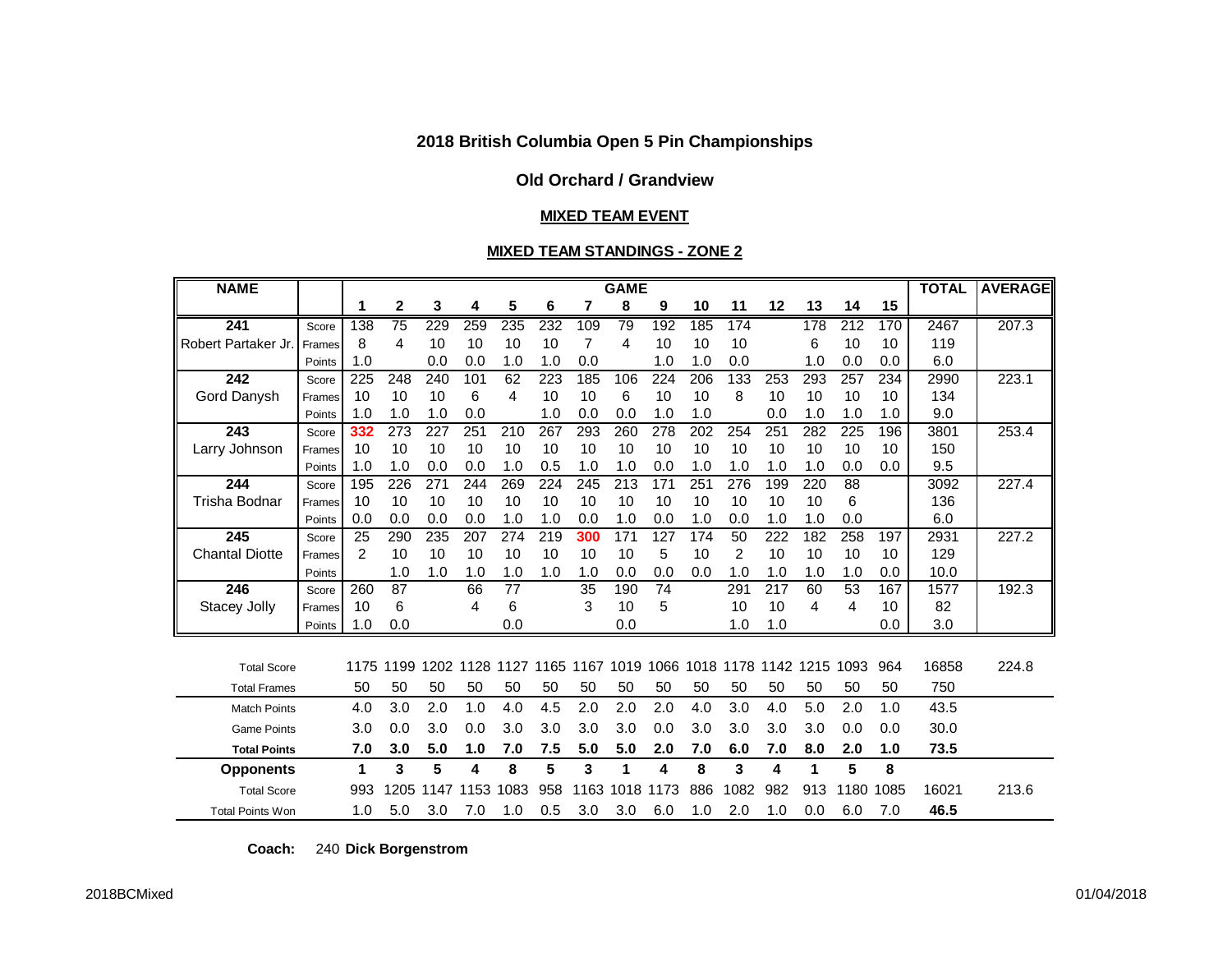## 2018 British Columbia Open 5 Pin Championships

### Old Orchard / Grandview

**MIXED TEAM EVENT**

**MIXED TEAM STANDINGS - ZONE 2**

| NAME | | GAME 1 | 2 | 3 | 4 | 5 | 6 | 7 | 8 | 9 | 10 | 11 | 12 | 13 | 14 | 15 | TOTAL | AVERAGE |
|---|---|---|---|---|---|---|---|---|---|---|---|---|---|---|---|---|---|---|
| **241** | Score | 138 | 75 | 229 | 259 | 235 | 232 | 109 | 79 | 192 | 185 | 174 | | 178 | 212 | 170 | 2467 | 207.3 |
| Robert Partaker Jr. | Frames | 8 | 4 | 10 | 10 | 10 | 10 | 7 | 4 | 10 | 10 | 10 | | 6 | 10 | 10 | 119 | |
| | Points | 1.0 | | 0.0 | 0.0 | 1.0 | 1.0 | 0.0 | | 1.0 | 1.0 | 0.0 | | 1.0 | 0.0 | 0.0 | 6.0 | |
| **242** | Score | 225 | 248 | 240 | 101 | 62 | 223 | 185 | 106 | 224 | 206 | 133 | 253 | 293 | 257 | 234 | 2990 | 223.1 |
| Gord Danysh | Frames | 10 | 10 | 10 | 6 | 4 | 10 | 10 | 6 | 10 | 10 | 8 | 10 | 10 | 10 | 10 | 134 | |
| | Points | 1.0 | 1.0 | 1.0 | 0.0 | | 1.0 | 0.0 | 0.0 | 1.0 | 1.0 | | 0.0 | 1.0 | 1.0 | 1.0 | 9.0 | |
| **243** | Score | 332 | 273 | 227 | 251 | 210 | 267 | 293 | 260 | 278 | 202 | 254 | 251 | 282 | 225 | 196 | 3801 | 253.4 |
| Larry Johnson | Frames | 10 | 10 | 10 | 10 | 10 | 10 | 10 | 10 | 10 | 10 | 10 | 10 | 10 | 10 | 10 | 150 | |
| | Points | 1.0 | 1.0 | 0.0 | 0.0 | 1.0 | 0.5 | 1.0 | 1.0 | 0.0 | 1.0 | 1.0 | 1.0 | 1.0 | 0.0 | 0.0 | 9.5 | |
| **244** | Score | 195 | 226 | 271 | 244 | 269 | 224 | 245 | 213 | 171 | 251 | 276 | 199 | 220 | 88 | | 3092 | 227.4 |
| Trisha Bodnar | Frames | 10 | 10 | 10 | 10 | 10 | 10 | 10 | 10 | 10 | 10 | 10 | 10 | 10 | 6 | | 136 | |
| | Points | 0.0 | 0.0 | 0.0 | 0.0 | 1.0 | 1.0 | 0.0 | 1.0 | 0.0 | 1.0 | 0.0 | 1.0 | 1.0 | 0.0 | | 6.0 | |
| **245** | Score | 25 | 290 | 235 | 207 | 274 | 219 | 300 | 171 | 127 | 174 | 50 | 222 | 182 | 258 | 197 | 2931 | 227.2 |
| Chantal Diotte | Frames | 2 | 10 | 10 | 10 | 10 | 10 | 10 | 10 | 5 | 10 | 2 | 10 | 10 | 10 | 10 | 129 | |
| | Points | | 1.0 | 1.0 | 1.0 | 1.0 | 1.0 | 1.0 | 0.0 | 0.0 | 0.0 | 1.0 | 1.0 | 1.0 | 1.0 | 0.0 | 10.0 | |
| **246** | Score | 260 | 87 | | 66 | 77 | | 35 | 190 | 74 | | 291 | 217 | 60 | 53 | 167 | 1577 | 192.3 |
| Stacey Jolly | Frames | 10 | 6 | | 4 | 6 | | 3 | 10 | 5 | | 10 | 10 | 4 | 4 | 10 | 82 | |
| | Points | 1.0 | 0.0 | | | 0.0 | | | 0.0 | | | 1.0 | 1.0 | | | 0.0 | 3.0 | |
| Total Score | | 1175 | 1199 | 1202 | 1128 | 1127 | 1165 | 1167 | 1019 | 1066 | 1018 | 1178 | 1142 | 1215 | 1093 | 964 | 16858 | 224.8 |
| Total Frames | | 50 | 50 | 50 | 50 | 50 | 50 | 50 | 50 | 50 | 50 | 50 | 50 | 50 | 50 | 50 | 750 | |
| Match Points | | 4.0 | 3.0 | 2.0 | 1.0 | 4.0 | 4.5 | 2.0 | 2.0 | 2.0 | 4.0 | 3.0 | 4.0 | 5.0 | 2.0 | 1.0 | 43.5 | |
| Game Points | | 3.0 | 0.0 | 3.0 | 0.0 | 3.0 | 3.0 | 3.0 | 3.0 | 0.0 | 3.0 | 3.0 | 3.0 | 3.0 | 0.0 | 0.0 | 30.0 | |
| **Total Points** | | **7.0** | **3.0** | **5.0** | **1.0** | **7.0** | **7.5** | **5.0** | **5.0** | **2.0** | **7.0** | **6.0** | **7.0** | **8.0** | **2.0** | **1.0** | **73.5** | |
| **Opponents** | | **1** | **3** | **5** | **4** | **8** | **5** | **3** | **1** | **4** | **8** | **3** | **4** | **1** | **5** | **8** | | |
| Total Score | | 993 | 1205 | 1147 | 1153 | 1083 | 958 | 1163 | 1018 | 1173 | 886 | 1082 | 982 | 913 | 1180 | 1085 | 16021 | 213.6 |
| Total Points Won | | 1.0 | 5.0 | 3.0 | 7.0 | 1.0 | 0.5 | 3.0 | 3.0 | 6.0 | 1.0 | 2.0 | 1.0 | 0.0 | 6.0 | 7.0 | **46.5** | |

**Coach:** 240 **Dick Borgenstrom**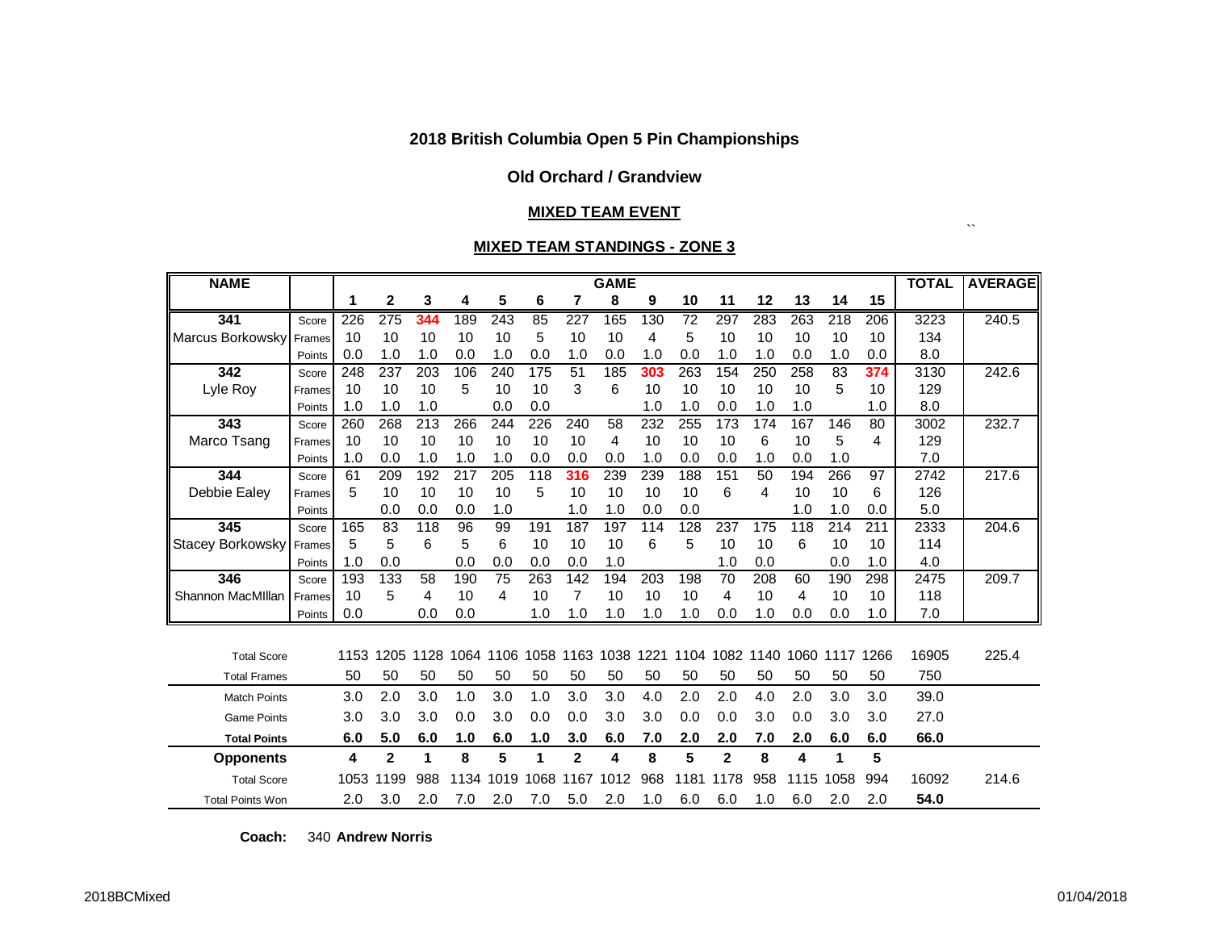# 2018 British Columbia Open 5 Pin Championships

## Old Orchard / Grandview

### MIXED TEAM EVENT

### MIXED TEAM STANDINGS - ZONE 3

| NAME | | 1 | 2 | 3 | 4 | 5 | 6 | 7 | 8 | 9 | 10 | 11 | 12 | 13 | 14 | 15 | TOTAL | AVERAGE |
|---|---|---|---|---|---|---|---|---|---|---|---|---|---|---|---|---|---|---|
| 341 | Score | 226 | 275 | 344 | 189 | 243 | 85 | 227 | 165 | 130 | 72 | 297 | 283 | 263 | 218 | 206 | 3223 | 240.5 |
| Marcus Borkowsky | Frames | 10 | 10 | 10 | 10 | 10 | 5 | 10 | 10 | 4 | 5 | 10 | 10 | 10 | 10 | 10 | 134 | |
| | Points | 0.0 | 1.0 | 1.0 | 0.0 | 1.0 | 0.0 | 1.0 | 0.0 | 1.0 | 0.0 | 1.0 | 1.0 | 0.0 | 1.0 | 0.0 | 8.0 | |
| 342 | Score | 248 | 237 | 203 | 106 | 240 | 175 | 51 | 185 | 303 | 263 | 154 | 250 | 258 | 83 | 374 | 3130 | 242.6 |
| Lyle Roy | Frames | 10 | 10 | 10 | 5 | 10 | 10 | 3 | 6 | 10 | 10 | 10 | 10 | 10 | 5 | 10 | 129 | |
| | Points | 1.0 | 1.0 | 1.0 | | 0.0 | 0.0 | | | 1.0 | 1.0 | 0.0 | 1.0 | 1.0 | | 1.0 | 8.0 | |
| 343 | Score | 260 | 268 | 213 | 266 | 244 | 226 | 240 | 58 | 232 | 255 | 173 | 174 | 167 | 146 | 80 | 3002 | 232.7 |
| Marco Tsang | Frames | 10 | 10 | 10 | 10 | 10 | 10 | 10 | 4 | 10 | 10 | 10 | 6 | 10 | 5 | 4 | 129 | |
| | Points | 1.0 | 0.0 | 1.0 | 1.0 | 1.0 | 0.0 | 0.0 | 0.0 | 1.0 | 0.0 | 0.0 | 1.0 | 0.0 | 1.0 | | 7.0 | |
| 344 | Score | 61 | 209 | 192 | 217 | 205 | 118 | 316 | 239 | 239 | 188 | 151 | 50 | 194 | 266 | 97 | 2742 | 217.6 |
| Debbie Ealey | Frames | 5 | 10 | 10 | 10 | 10 | 5 | 10 | 10 | 10 | 10 | 6 | 4 | 10 | 10 | 6 | 126 | |
| | Points | | 0.0 | 0.0 | 0.0 | 1.0 | | 1.0 | 1.0 | 0.0 | 0.0 | | | 1.0 | 1.0 | 0.0 | 5.0 | |
| 345 | Score | 165 | 83 | 118 | 96 | 99 | 191 | 187 | 197 | 114 | 128 | 237 | 175 | 118 | 214 | 211 | 2333 | 204.6 |
| Stacey Borkowsky | Frames | 5 | 5 | 6 | 5 | 6 | 10 | 10 | 10 | 6 | 5 | 10 | 10 | 6 | 10 | 10 | 114 | |
| | Points | 1.0 | 0.0 | | 0.0 | 0.0 | 0.0 | 0.0 | 1.0 | | | 1.0 | 0.0 | | 0.0 | 1.0 | 4.0 | |
| 346 | Score | 193 | 133 | 58 | 190 | 75 | 263 | 142 | 194 | 203 | 198 | 70 | 208 | 60 | 190 | 298 | 2475 | 209.7 |
| Shannon MacMIllan | Frames | 10 | 5 | 4 | 10 | 4 | 10 | 7 | 10 | 10 | 10 | 4 | 10 | 4 | 10 | 10 | 118 | |
| | Points | 0.0 | | 0.0 | 0.0 | | 1.0 | 1.0 | 1.0 | 1.0 | 1.0 | 0.0 | 1.0 | 0.0 | 0.0 | 1.0 | 7.0 | |
| Total Score | | 1153 | 1205 | 1128 | 1064 | 1106 | 1058 | 1163 | 1038 | 1221 | 1104 | 1082 | 1140 | 1060 | 1117 | 1266 | 16905 | 225.4 |
| Total Frames | | 50 | 50 | 50 | 50 | 50 | 50 | 50 | 50 | 50 | 50 | 50 | 50 | 50 | 50 | 50 | 750 | |
| Match Points | | 3.0 | 2.0 | 3.0 | 1.0 | 3.0 | 1.0 | 3.0 | 3.0 | 4.0 | 2.0 | 2.0 | 4.0 | 2.0 | 3.0 | 3.0 | 39.0 | |
| Game Points | | 3.0 | 3.0 | 3.0 | 0.0 | 3.0 | 0.0 | 0.0 | 3.0 | 3.0 | 0.0 | 0.0 | 3.0 | 0.0 | 3.0 | 3.0 | 27.0 | |
| **Total Points** | | **6.0** | **5.0** | **6.0** | **1.0** | **6.0** | **1.0** | **3.0** | **6.0** | **7.0** | **2.0** | **2.0** | **7.0** | **2.0** | **6.0** | **6.0** | **66.0** | |
| **Opponents** | | **4** | **2** | **1** | **8** | **5** | **1** | **2** | **4** | **8** | **5** | **2** | **8** | **4** | **1** | **5** | | |
| Total Score | | 1053 | 1199 | 988 | 1134 | 1019 | 1068 | 1167 | 1012 | 968 | 1181 | 1178 | 958 | 1115 | 1058 | 994 | 16092 | 214.6 |
| Total Points Won | | 2.0 | 3.0 | 2.0 | 7.0 | 2.0 | 7.0 | 5.0 | 2.0 | 1.0 | 6.0 | 6.0 | 1.0 | 6.0 | 2.0 | 2.0 | **54.0** | |

**Coach:** 340 **Andrew Norris**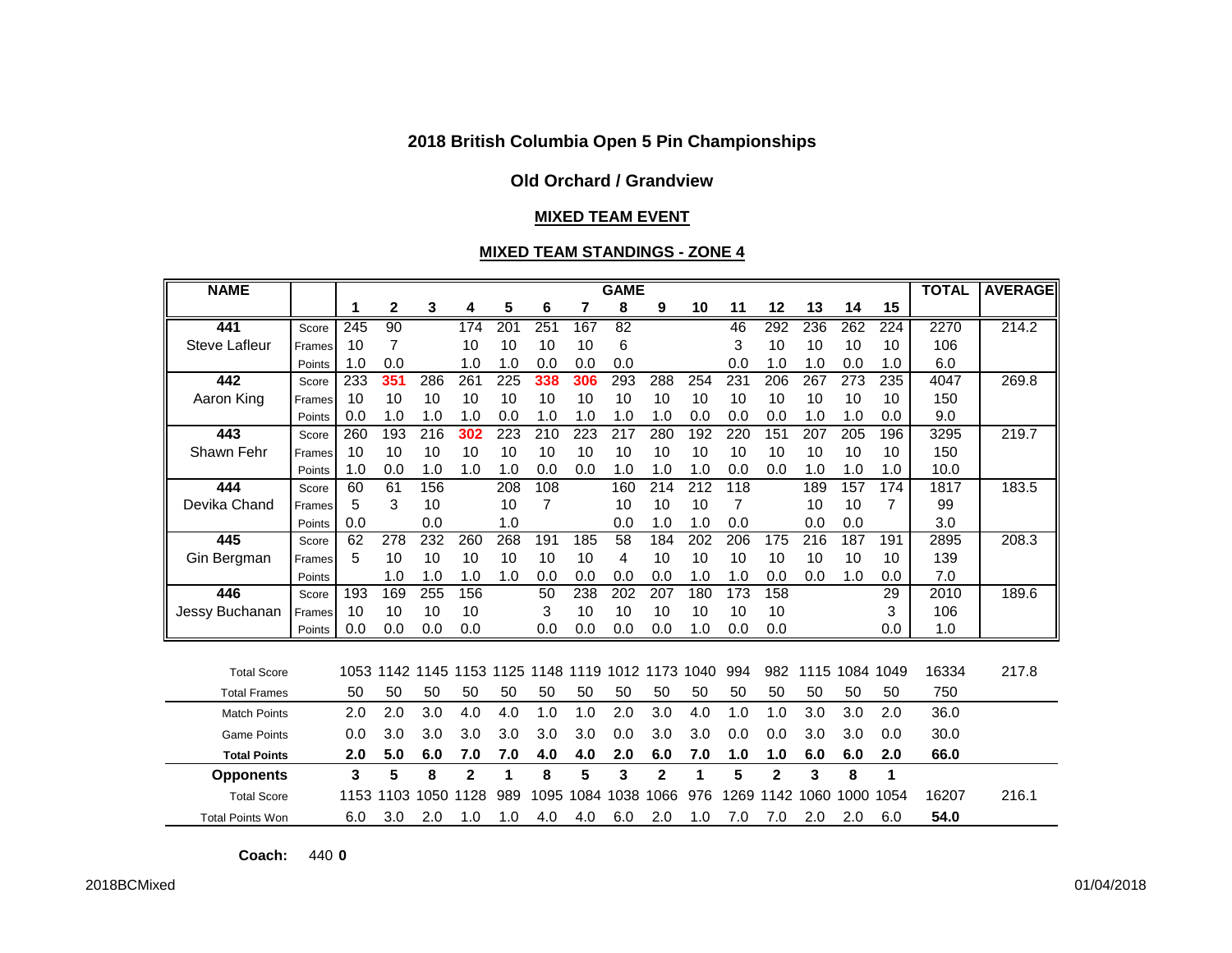# 2018 British Columbia Open 5 Pin Championships

## Old Orchard / Grandview

### MIXED TEAM EVENT

### MIXED TEAM STANDINGS - ZONE 4

| NAME | | GAME | | | | | | | | | | | | | | | TOTAL | AVERAGE |
|---|---|---|---|---|---|---|---|---|---|---|---|---|---|---|---|---|---|---|
| | | 1 | 2 | 3 | 4 | 5 | 6 | 7 | 8 | 9 | 10 | 11 | 12 | 13 | 14 | 15 | | |
| **441** | Score | 245 | 90 | | 174 | 201 | 251 | 167 | 82 | | | 46 | 292 | 236 | 262 | 224 | 2270 | 214.2 |
| Steve Lafleur | Frames | 10 | 7 | | 10 | 10 | 10 | 10 | 6 | | | 3 | 10 | 10 | 10 | 10 | 106 | |
| | Points | 1.0 | 0.0 | | 1.0 | 1.0 | 0.0 | 0.0 | 0.0 | | | 0.0 | 1.0 | 1.0 | 0.0 | 1.0 | 6.0 | |
| **442** | Score | 233 | 351 | 286 | 261 | 225 | 338 | 306 | 293 | 288 | 254 | 231 | 206 | 267 | 273 | 235 | 4047 | 269.8 |
| Aaron King | Frames | 10 | 10 | 10 | 10 | 10 | 10 | 10 | 10 | 10 | 10 | 10 | 10 | 10 | 10 | 10 | 150 | |
| | Points | 0.0 | 1.0 | 1.0 | 1.0 | 0.0 | 1.0 | 1.0 | 1.0 | 1.0 | 0.0 | 0.0 | 0.0 | 1.0 | 1.0 | 0.0 | 9.0 | |
| **443** | Score | 260 | 193 | 216 | 302 | 223 | 210 | 223 | 217 | 280 | 192 | 220 | 151 | 207 | 205 | 196 | 3295 | 219.7 |
| Shawn Fehr | Frames | 10 | 10 | 10 | 10 | 10 | 10 | 10 | 10 | 10 | 10 | 10 | 10 | 10 | 10 | 10 | 150 | |
| | Points | 1.0 | 0.0 | 1.0 | 1.0 | 1.0 | 0.0 | 0.0 | 1.0 | 1.0 | 1.0 | 0.0 | 0.0 | 1.0 | 1.0 | 1.0 | 10.0 | |
| **444** | Score | 60 | 61 | 156 | | 208 | 108 | | 160 | 214 | 212 | 118 | | 189 | 157 | 174 | 1817 | 183.5 |
| Devika Chand | Frames | 5 | 3 | 10 | | 10 | 7 | | 10 | 10 | 10 | 7 | | 10 | 10 | 7 | 99 | |
| | Points | 0.0 | | 0.0 | | 1.0 | | | 0.0 | 1.0 | 1.0 | 0.0 | | 0.0 | 0.0 | | 3.0 | |
| **445** | Score | 62 | 278 | 232 | 260 | 268 | 191 | 185 | 58 | 184 | 202 | 206 | 175 | 216 | 187 | 191 | 2895 | 208.3 |
| Gin Bergman | Frames | 5 | 10 | 10 | 10 | 10 | 10 | 10 | 4 | 10 | 10 | 10 | 10 | 10 | 10 | 10 | 139 | |
| | Points | | 1.0 | 1.0 | 1.0 | 1.0 | 0.0 | 0.0 | 0.0 | 0.0 | 1.0 | 1.0 | 0.0 | 0.0 | 1.0 | 0.0 | 7.0 | |
| **446** | Score | 193 | 169 | 255 | 156 | | 50 | 238 | 202 | 207 | 180 | 173 | 158 | | | 29 | 2010 | 189.6 |
| Jessy Buchanan | Frames | 10 | 10 | 10 | 10 | | 3 | 10 | 10 | 10 | 10 | 10 | 10 | | | 3 | 106 | |
| | Points | 0.0 | 0.0 | 0.0 | 0.0 | | 0.0 | 0.0 | 0.0 | 0.0 | 1.0 | 0.0 | 0.0 | | | 0.0 | 1.0 | |
| Total Score | | 1053 | 1142 | 1145 | 1153 | 1125 | 1148 | 1119 | 1012 | 1173 | 1040 | 994 | 982 | 1115 | 1084 | 1049 | 16334 | 217.8 |
| Total Frames | | 50 | 50 | 50 | 50 | 50 | 50 | 50 | 50 | 50 | 50 | 50 | 50 | 50 | 50 | 50 | 750 | |
| Match Points | | 2.0 | 2.0 | 3.0 | 4.0 | 4.0 | 1.0 | 1.0 | 2.0 | 3.0 | 4.0 | 1.0 | 1.0 | 3.0 | 3.0 | 2.0 | 36.0 | |
| Game Points | | 0.0 | 3.0 | 3.0 | 3.0 | 3.0 | 3.0 | 3.0 | 0.0 | 3.0 | 3.0 | 0.0 | 0.0 | 3.0 | 3.0 | 0.0 | 30.0 | |
| **Total Points** | | **2.0** | **5.0** | **6.0** | **7.0** | **7.0** | **4.0** | **4.0** | **2.0** | **6.0** | **7.0** | **1.0** | **1.0** | **6.0** | **6.0** | **2.0** | **66.0** | |
| **Opponents** | | **3** | **5** | **8** | **2** | **1** | **8** | **5** | **3** | **2** | **1** | **5** | **2** | **3** | **8** | **1** | | |
| Total Score | | 1153 | 1103 | 1050 | 1128 | 989 | 1095 | 1084 | 1038 | 1066 | 976 | 1269 | 1142 | 1060 | 1000 | 1054 | 16207 | 216.1 |
| Total Points Won | | 6.0 | 3.0 | 2.0 | 1.0 | 1.0 | 4.0 | 4.0 | 6.0 | 2.0 | 1.0 | 7.0 | 7.0 | 2.0 | 2.0 | 6.0 | **54.0** | |

**Coach:** 440 **0**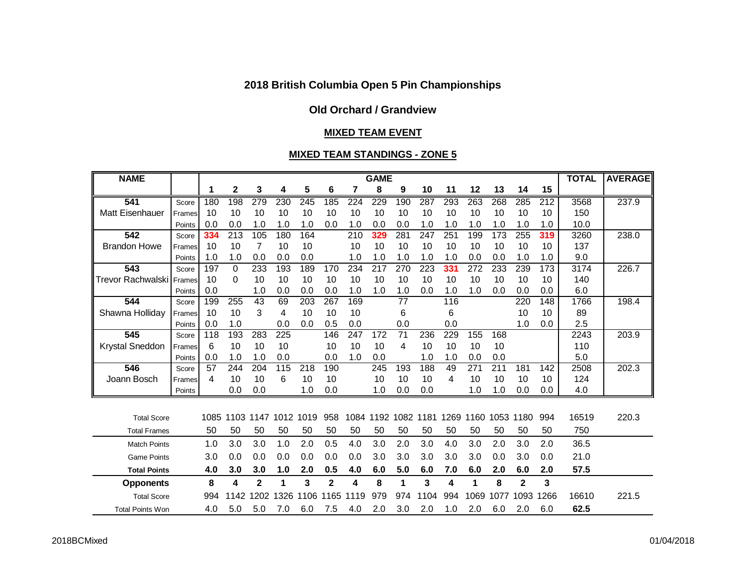# 2018 British Columbia Open 5 Pin Championships

## Old Orchard / Grandview

### MIXED TEAM EVENT

### MIXED TEAM STANDINGS - ZONE 5

| NAME | | 1 | 2 | 3 | 4 | 5 | 6 | 7 | 8 | 9 | 10 | 11 | 12 | 13 | 14 | 15 | TOTAL | AVERAGE |
|---|---|---|---|---|---|---|---|---|---|---|---|---|---|---|---|---|---|---|
| **541** | Score | 180 | 198 | 279 | 230 | 245 | 185 | 224 | 229 | 190 | 287 | 293 | 263 | 268 | 285 | 212 | 3568 | 237.9 |
| Matt Eisenhauer | Frames | 10 | 10 | 10 | 10 | 10 | 10 | 10 | 10 | 10 | 10 | 10 | 10 | 10 | 10 | 10 | 150 | |
| | Points | 0.0 | 0.0 | 1.0 | 1.0 | 1.0 | 0.0 | 1.0 | 0.0 | 0.0 | 1.0 | 1.0 | 1.0 | 1.0 | 1.0 | 1.0 | 10.0 | |
| **542** | Score | **334** | 213 | 105 | 180 | 164 | | 210 | **329** | 281 | 247 | 251 | 199 | 173 | 255 | **319** | 3260 | 238.0 |
| Brandon Howe | Frames | 10 | 10 | 7 | 10 | 10 | | 10 | 10 | 10 | 10 | 10 | 10 | 10 | 10 | 10 | 137 | |
| | Points | 1.0 | 1.0 | 0.0 | 0.0 | 0.0 | | 1.0 | 1.0 | 1.0 | 1.0 | 1.0 | 0.0 | 0.0 | 1.0 | 1.0 | 9.0 | |
| **543** | Score | 197 | 0 | 233 | 193 | 189 | 170 | 234 | 217 | 270 | 223 | **331** | 272 | 233 | 239 | 173 | 3174 | 226.7 |
| Trevor Rachwalski | Frames | 10 | 0 | 10 | 10 | 10 | 10 | 10 | 10 | 10 | 10 | 10 | 10 | 10 | 10 | 10 | 140 | |
| | Points | 0.0 | | 1.0 | 0.0 | 0.0 | 0.0 | 1.0 | 1.0 | 1.0 | 0.0 | 1.0 | 1.0 | 0.0 | 0.0 | 0.0 | 6.0 | |
| **544** | Score | 199 | 255 | 43 | 69 | 203 | 267 | 169 | | 77 | | 116 | | | 220 | 148 | 1766 | 198.4 |
| Shawna Holliday | Frames | 10 | 10 | 3 | 4 | 10 | 10 | 10 | | 6 | | 6 | | | 10 | 10 | 89 | |
| | Points | 0.0 | 1.0 | | 0.0 | 0.0 | 0.5 | 0.0 | | 0.0 | | 0.0 | | | 1.0 | 0.0 | 2.5 | |
| **545** | Score | 118 | 193 | 283 | 225 | | 146 | 247 | 172 | 71 | 236 | 229 | 155 | 168 | | | 2243 | 203.9 |
| Krystal Sneddon | Frames | 6 | 10 | 10 | 10 | | 10 | 10 | 10 | 4 | 10 | 10 | 10 | 10 | | | 110 | |
| | Points | 0.0 | 1.0 | 1.0 | 0.0 | | 0.0 | 1.0 | 0.0 | | 1.0 | 1.0 | 0.0 | 0.0 | | | 5.0 | |
| **546** | Score | 57 | 244 | 204 | 115 | 218 | 190 | | 245 | 193 | 188 | 49 | 271 | 211 | 181 | 142 | 2508 | 202.3 |
| Joann Bosch | Frames | 4 | 10 | 10 | 6 | 10 | 10 | | 10 | 10 | 10 | 4 | 10 | 10 | 10 | 10 | 124 | |
| | Points | | 0.0 | 0.0 | | 1.0 | 0.0 | | 1.0 | 0.0 | 0.0 | | 1.0 | 1.0 | 0.0 | 0.0 | 4.0 | |
| Total Score | | 1085 | 1103 | 1147 | 1012 | 1019 | 958 | 1084 | 1192 | 1082 | 1181 | 1269 | 1160 | 1053 | 1180 | 994 | 16519 | 220.3 |
| Total Frames | | 50 | 50 | 50 | 50 | 50 | 50 | 50 | 50 | 50 | 50 | 50 | 50 | 50 | 50 | 50 | 750 | |
| Match Points | | 1.0 | 3.0 | 3.0 | 1.0 | 2.0 | 0.5 | 4.0 | 3.0 | 2.0 | 3.0 | 4.0 | 3.0 | 2.0 | 3.0 | 2.0 | 36.5 | |
| Game Points | | 3.0 | 0.0 | 0.0 | 0.0 | 0.0 | 0.0 | 0.0 | 3.0 | 3.0 | 3.0 | 3.0 | 3.0 | 0.0 | 3.0 | 0.0 | 21.0 | |
| **Total Points** | | **4.0** | **3.0** | **3.0** | **1.0** | **2.0** | **0.5** | **4.0** | **6.0** | **5.0** | **6.0** | **7.0** | **6.0** | **2.0** | **6.0** | **2.0** | **57.5** | |
| **Opponents** | | **8** | **4** | **2** | **1** | **3** | **2** | **4** | **8** | **1** | **3** | **4** | **1** | **8** | **2** | **3** | | |
| Total Score | | 994 | 1142 | 1202 | 1326 | 1106 | 1165 | 1119 | 979 | 974 | 1104 | 994 | 1069 | 1077 | 1093 | 1266 | 16610 | 221.5 |
| Total Points Won | | 4.0 | 5.0 | 5.0 | 7.0 | 6.0 | 7.5 | 4.0 | 2.0 | 3.0 | 2.0 | 1.0 | 2.0 | 6.0 | 2.0 | 6.0 | **62.5** | |

2018BCMixed 01/04/2018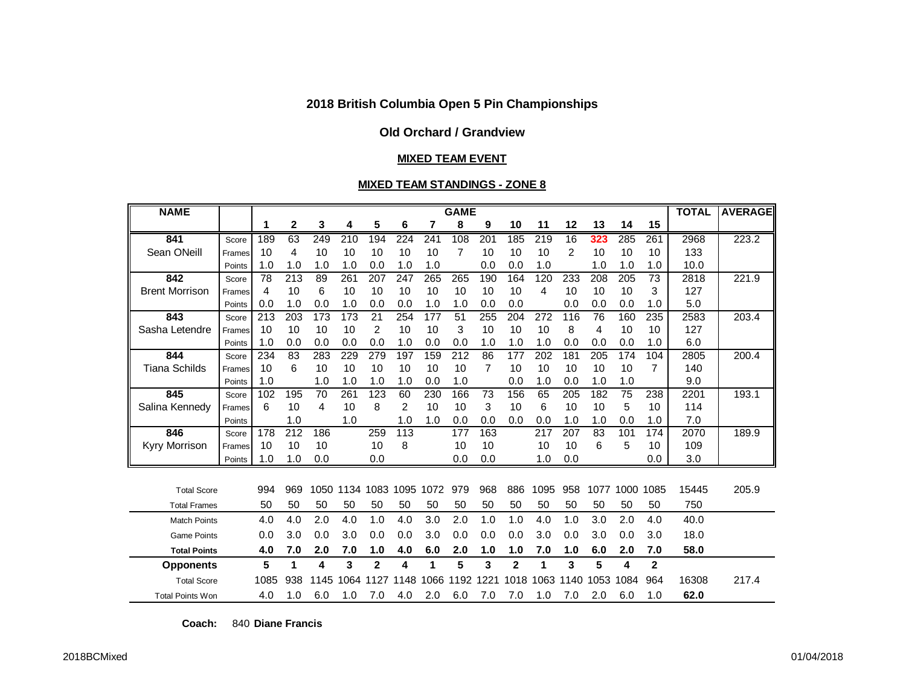## 2018 British Columbia Open 5 Pin Championships

### Old Orchard / Grandview

**MIXED TEAM EVENT**

**MIXED TEAM STANDINGS - ZONE 8**

| NAME | | GAME 1 | 2 | 3 | 4 | 5 | 6 | 7 | 8 | 9 | 10 | 11 | 12 | 13 | 14 | 15 | TOTAL | AVERAGE |
|---|---|---|---|---|---|---|---|---|---|---|---|---|---|---|---|---|---|---|
| **841** | Score | 189 | 63 | 249 | 210 | 194 | 224 | 241 | 108 | 201 | 185 | 219 | 16 | **323** | 285 | 261 | 2968 | 223.2 |
| Sean ONeill | Frames | 10 | 4 | 10 | 10 | 10 | 10 | 10 | 7 | 10 | 10 | 10 | 2 | 10 | 10 | 10 | 133 | |
| | Points | 1.0 | 1.0 | 1.0 | 1.0 | 0.0 | 1.0 | 1.0 | | 0.0 | 0.0 | 1.0 | | 1.0 | 1.0 | 1.0 | 10.0 | |
| **842** | Score | 78 | 213 | 89 | 261 | 207 | 247 | 265 | 265 | 190 | 164 | 120 | 233 | 208 | 205 | 73 | 2818 | 221.9 |
| Brent Morrison | Frames | 4 | 10 | 6 | 10 | 10 | 10 | 10 | 10 | 10 | 10 | 4 | 10 | 10 | 10 | 3 | 127 | |
| | Points | 0.0 | 1.0 | 0.0 | 1.0 | 0.0 | 0.0 | 1.0 | 1.0 | 0.0 | 0.0 | | 0.0 | 0.0 | 0.0 | 1.0 | 5.0 | |
| **843** | Score | 213 | 203 | 173 | 173 | 21 | 254 | 177 | 51 | 255 | 204 | 272 | 116 | 76 | 160 | 235 | 2583 | 203.4 |
| Sasha Letendre | Frames | 10 | 10 | 10 | 10 | 2 | 10 | 10 | 3 | 10 | 10 | 10 | 8 | 4 | 10 | 10 | 127 | |
| | Points | 1.0 | 0.0 | 0.0 | 0.0 | 0.0 | 1.0 | 0.0 | 0.0 | 1.0 | 1.0 | 1.0 | 0.0 | 0.0 | 0.0 | 1.0 | 6.0 | |
| **844** | Score | 234 | 83 | 283 | 229 | 279 | 197 | 159 | 212 | 86 | 177 | 202 | 181 | 205 | 174 | 104 | 2805 | 200.4 |
| Tiana Schilds | Frames | 10 | 6 | 10 | 10 | 10 | 10 | 10 | 10 | 7 | 10 | 10 | 10 | 10 | 10 | 7 | 140 | |
| | Points | 1.0 | | 1.0 | 1.0 | 1.0 | 1.0 | 0.0 | 1.0 | | 0.0 | 1.0 | 0.0 | 1.0 | 1.0 | | 9.0 | |
| **845** | Score | 102 | 195 | 70 | 261 | 123 | 60 | 230 | 166 | 73 | 156 | 65 | 205 | 182 | 75 | 238 | 2201 | 193.1 |
| Salina Kennedy | Frames | 6 | 10 | 4 | 10 | 8 | 2 | 10 | 10 | 3 | 10 | 6 | 10 | 10 | 5 | 10 | 114 | |
| | Points | | 1.0 | | 1.0 | | 1.0 | 1.0 | 0.0 | 0.0 | 0.0 | 0.0 | 1.0 | 1.0 | 0.0 | 1.0 | 7.0 | |
| **846** | Score | 178 | 212 | 186 | | 259 | 113 | | 177 | 163 | | 217 | 207 | 83 | 101 | 174 | 2070 | 189.9 |
| Kyry Morrison | Frames | 10 | 10 | 10 | | 10 | 8 | | 10 | 10 | | 10 | 10 | 6 | 5 | 10 | 109 | |
| | Points | 1.0 | 1.0 | 0.0 | | 0.0 | | | 0.0 | 0.0 | | 1.0 | 0.0 | | | 0.0 | 3.0 | |
| Total Score | | 994 | 969 | 1050 | 1134 | 1083 | 1095 | 1072 | 979 | 968 | 886 | 1095 | 958 | 1077 | 1000 | 1085 | 15445 | 205.9 |
| Total Frames | | 50 | 50 | 50 | 50 | 50 | 50 | 50 | 50 | 50 | 50 | 50 | 50 | 50 | 50 | 50 | 750 | |
| Match Points | | 4.0 | 4.0 | 2.0 | 4.0 | 1.0 | 4.0 | 3.0 | 2.0 | 1.0 | 1.0 | 4.0 | 1.0 | 3.0 | 2.0 | 4.0 | 40.0 | |
| Game Points | | 0.0 | 3.0 | 0.0 | 3.0 | 0.0 | 0.0 | 3.0 | 0.0 | 0.0 | 0.0 | 3.0 | 0.0 | 3.0 | 0.0 | 3.0 | 18.0 | |
| **Total Points** | | **4.0** | **7.0** | **2.0** | **7.0** | **1.0** | **4.0** | **6.0** | **2.0** | **1.0** | **1.0** | **7.0** | **1.0** | **6.0** | **2.0** | **7.0** | **58.0** | |
| **Opponents** | | **5** | **1** | **4** | **3** | **2** | **4** | **1** | **5** | **3** | **2** | **1** | **3** | **5** | **4** | **2** | | |
| Total Score | | 1085 | 938 | 1145 | 1064 | 1127 | 1148 | 1066 | 1192 | 1221 | 1018 | 1063 | 1140 | 1053 | 1084 | 964 | 16308 | 217.4 |
| Total Points Won | | 4.0 | 1.0 | 6.0 | 1.0 | 7.0 | 4.0 | 2.0 | 6.0 | 7.0 | 7.0 | 1.0 | 7.0 | 2.0 | 6.0 | 1.0 | **62.0** | |

**Coach:** 840 **Diane Francis**

2018BCMixed 01/04/2018